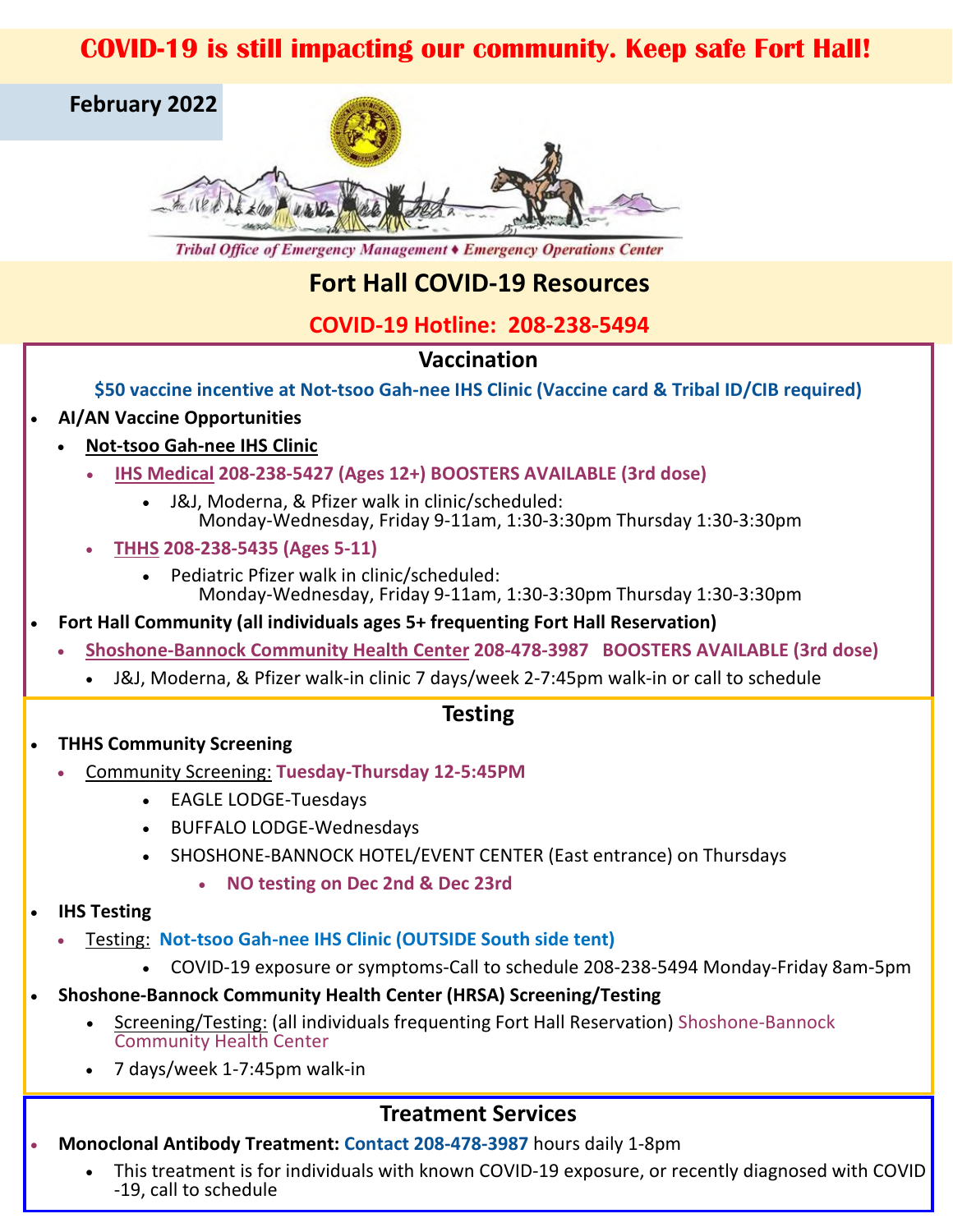**COVID-19 is still impacting our community. Keep safe Fort Hall!**

**February 2022**

*Tribal Office of Emergency Management ♦ Emergency Operations Center*

# Fort Hall COVID-19 Resources

## COVID-19 Hotline: 208-238-5494

## Vaccination

**$50 vaccine incentive at Not-tsoo Gah-nee IHS Clinic (Vaccine card & Tribal ID/CIB required)**

- **AI/AN Vaccine Opportunities**
  - **Not-tsoo Gah-nee IHS Clinic**
    - **IHS Medical 208-238-5427 (Ages 12+) BOOSTERS AVAILABLE (3rd dose)**
      - J&J, Moderna, & Pfizer walk in clinic/scheduled: Monday-Wednesday, Friday 9-11am, 1:30-3:30pm Thursday 1:30-3:30pm
    - **THHS 208-238-5435 (Ages 5-11)**
      - Pediatric Pfizer walk in clinic/scheduled: Monday-Wednesday, Friday 9-11am, 1:30-3:30pm Thursday 1:30-3:30pm
- **Fort Hall Community (all individuals ages 5+ frequenting Fort Hall Reservation)**
  - **Shoshone-Bannock Community Health Center 208-478-3987 BOOSTERS AVAILABLE (3rd dose)**
    - J&J, Moderna, & Pfizer walk-in clinic 7 days/week 2-7:45pm walk-in or call to schedule

## Testing

- **THHS Community Screening**
  - Community Screening: **Tuesday-Thursday 12-5:45PM**
    - EAGLE LODGE-Tuesdays
    - BUFFALO LODGE-Wednesdays
    - SHOSHONE-BANNOCK HOTEL/EVENT CENTER (East entrance) on Thursdays
      - **NO testing on Dec 2nd & Dec 23rd**
- **IHS Testing**
  - Testing: **Not-tsoo Gah-nee IHS Clinic (OUTSIDE South side tent)**
    - COVID-19 exposure or symptoms-Call to schedule 208-238-5494 Monday-Friday 8am-5pm
- **Shoshone-Bannock Community Health Center (HRSA) Screening/Testing**
  - Screening/Testing: (all individuals frequenting Fort Hall Reservation) Shoshone-Bannock Community Health Center
  - 7 days/week 1-7:45pm walk-in

## Treatment Services

- **Monoclonal Antibody Treatment: Contact 208-478-3987** hours daily 1-8pm
  - This treatment is for individuals with known COVID-19 exposure, or recently diagnosed with COVID-19, call to schedule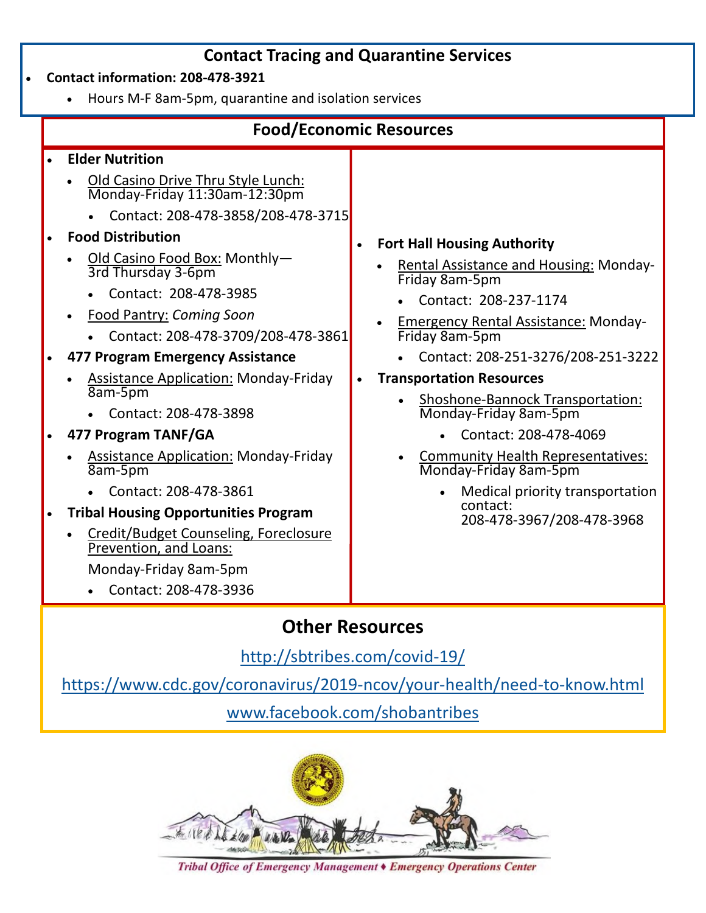## Contact Tracing and Quarantine Services

- **Contact information: 208-478-3921**
  - Hours M-F 8am-5pm, quarantine and isolation services

## Food/Economic Resources

- **Elder Nutrition**
  - Old Casino Drive Thru Style Lunch: Monday-Friday 11:30am-12:30pm
    - Contact: 208-478-3858/208-478-3715
- **Food Distribution**
  - Old Casino Food Box: Monthly—3rd Thursday 3-6pm
    - Contact: 208-478-3985
  - Food Pantry: *Coming Soon*
    - Contact: 208-478-3709/208-478-3861
- **477 Program Emergency Assistance**
  - Assistance Application: Monday-Friday 8am-5pm
    - Contact: 208-478-3898
- **477 Program TANF/GA**
  - Assistance Application: Monday-Friday 8am-5pm
    - Contact: 208-478-3861
- **Tribal Housing Opportunities Program**
  - Credit/Budget Counseling, Foreclosure Prevention, and Loans:

    Monday-Friday 8am-5pm
    - Contact: 208-478-3936
- **Fort Hall Housing Authority**
  - Rental Assistance and Housing: Monday-Friday 8am-5pm
    - Contact: 208-237-1174
  - Emergency Rental Assistance: Monday-Friday 8am-5pm
    - Contact: 208-251-3276/208-251-3222
- **Transportation Resources**
  - Shoshone-Bannock Transportation: Monday-Friday 8am-5pm
    - Contact: 208-478-4069
  - Community Health Representatives: Monday-Friday 8am-5pm
    - Medical priority transportation contact: 208-478-3967/208-478-3968

## Other Resources

http://sbtribes.com/covid-19/

https://www.cdc.gov/coronavirus/2019-ncov/your-health/need-to-know.html

www.facebook.com/shobantribes

*Tribal Office of Emergency Management ♦ Emergency Operations Center*